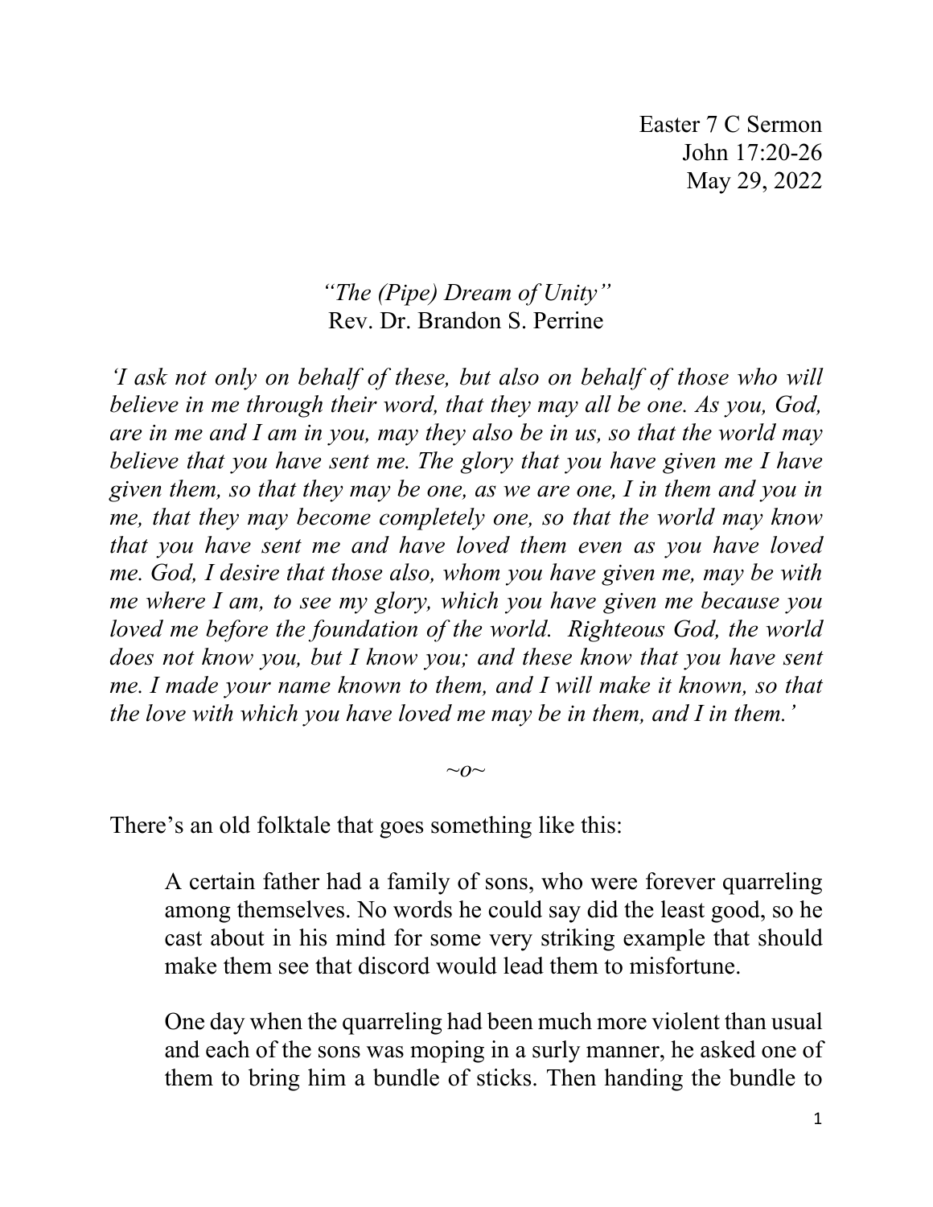Easter 7 C Sermon
John 17:20-26
May 29, 2022

*"The (Pipe) Dream of Unity"*
Rev. Dr. Brandon S. Perrine

*'I ask not only on behalf of these, but also on behalf of those who will believe in me through their word, that they may all be one. As you, God, are in me and I am in you, may they also be in us, so that the world may believe that you have sent me. The glory that you have given me I have given them, so that they may be one, as we are one, I in them and you in me, that they may become completely one, so that the world may know that you have sent me and have loved them even as you have loved me. God, I desire that those also, whom you have given me, may be with me where I am, to see my glory, which you have given me because you loved me before the foundation of the world. Righteous God, the world does not know you, but I know you; and these know that you have sent me. I made your name known to them, and I will make it known, so that the love with which you have loved me may be in them, and I in them.'*

*~o~*

There's an old folktale that goes something like this:

> A certain father had a family of sons, who were forever quarreling among themselves. No words he could say did the least good, so he cast about in his mind for some very striking example that should make them see that discord would lead them to misfortune.
>
> One day when the quarreling had been much more violent than usual and each of the sons was moping in a surly manner, he asked one of them to bring him a bundle of sticks. Then handing the bundle to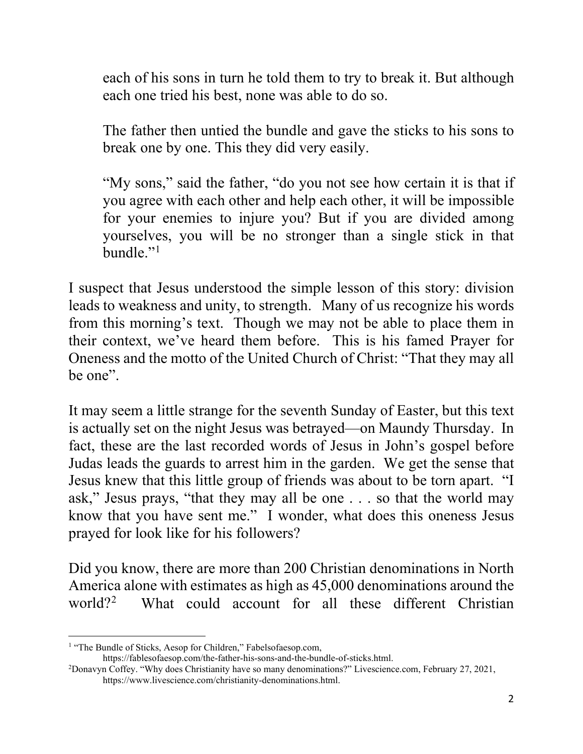> each of his sons in turn he told them to try to break it. But although each one tried his best, none was able to do so.
>
> The father then untied the bundle and gave the sticks to his sons to break one by one. This they did very easily.
>
> "My sons," said the father, "do you not see how certain it is that if you agree with each other and help each other, it will be impossible for your enemies to injure you? But if you are divided among yourselves, you will be no stronger than a single stick in that bundle."[1]

I suspect that Jesus understood the simple lesson of this story: division leads to weakness and unity, to strength. Many of us recognize his words from this morning's text. Though we may not be able to place them in their context, we've heard them before. This is his famed Prayer for Oneness and the motto of the United Church of Christ: "That they may all be one".

It may seem a little strange for the seventh Sunday of Easter, but this text is actually set on the night Jesus was betrayed—on Maundy Thursday. In fact, these are the last recorded words of Jesus in John's gospel before Judas leads the guards to arrest him in the garden. We get the sense that Jesus knew that this little group of friends was about to be torn apart. "I ask," Jesus prays, "that they may all be one . . . so that the world may know that you have sent me." I wonder, what does this oneness Jesus prayed for look like for his followers?

Did you know, there are more than 200 Christian denominations in North America alone with estimates as high as 45,000 denominations around the world?[2] What could account for all these different Christian

---

[1] "The Bundle of Sticks, Aesop for Children," Fabelsofaesop.com, https://fablesofaesop.com/the-father-his-sons-and-the-bundle-of-sticks.html.

[2] Donavyn Coffey. "Why does Christianity have so many denominations?" Livescience.com, February 27, 2021, https://www.livescience.com/christianity-denominations.html.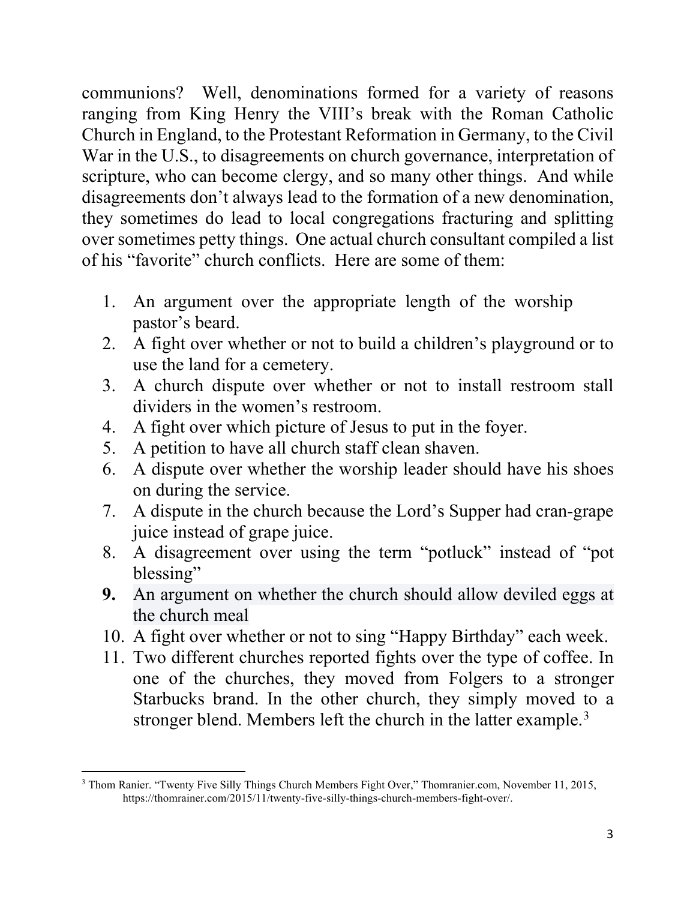communions? Well, denominations formed for a variety of reasons ranging from King Henry the VIII's break with the Roman Catholic Church in England, to the Protestant Reformation in Germany, to the Civil War in the U.S., to disagreements on church governance, interpretation of scripture, who can become clergy, and so many other things. And while disagreements don't always lead to the formation of a new denomination, they sometimes do lead to local congregations fracturing and splitting over sometimes petty things. One actual church consultant compiled a list of his "favorite" church conflicts. Here are some of them:

1. An argument over the appropriate length of the worship pastor's beard.
2. A fight over whether or not to build a children's playground or to use the land for a cemetery.
3. A church dispute over whether or not to install restroom stall dividers in the women's restroom.
4. A fight over which picture of Jesus to put in the foyer.
5. A petition to have all church staff clean shaven.
6. A dispute over whether the worship leader should have his shoes on during the service.
7. A dispute in the church because the Lord's Supper had cran-grape juice instead of grape juice.
8. A disagreement over using the term "potluck" instead of "pot blessing"
9. An argument on whether the church should allow deviled eggs at the church meal
10. A fight over whether or not to sing "Happy Birthday" each week.
11. Two different churches reported fights over the type of coffee. In one of the churches, they moved from Folgers to a stronger Starbucks brand. In the other church, they simply moved to a stronger blend. Members left the church in the latter example.[3]

---

[3] Thom Ranier. "Twenty Five Silly Things Church Members Fight Over," Thomranier.com, November 11, 2015, https://thomrainer.com/2015/11/twenty-five-silly-things-church-members-fight-over/.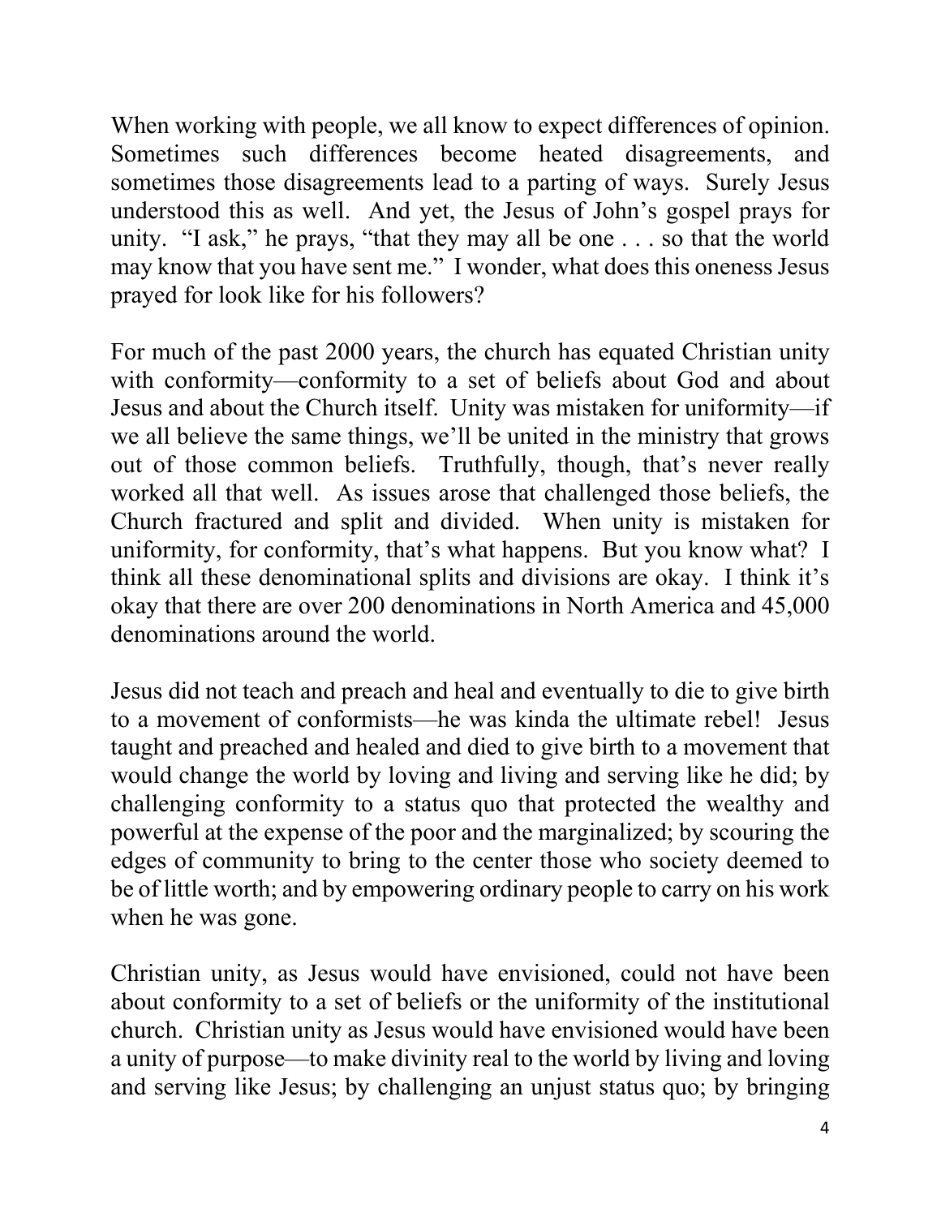When working with people, we all know to expect differences of opinion. Sometimes such differences become heated disagreements, and sometimes those disagreements lead to a parting of ways. Surely Jesus understood this as well. And yet, the Jesus of John's gospel prays for unity. "I ask," he prays, "that they may all be one . . . so that the world may know that you have sent me." I wonder, what does this oneness Jesus prayed for look like for his followers?

For much of the past 2000 years, the church has equated Christian unity with conformity—conformity to a set of beliefs about God and about Jesus and about the Church itself. Unity was mistaken for uniformity—if we all believe the same things, we'll be united in the ministry that grows out of those common beliefs. Truthfully, though, that's never really worked all that well. As issues arose that challenged those beliefs, the Church fractured and split and divided. When unity is mistaken for uniformity, for conformity, that's what happens. But you know what? I think all these denominational splits and divisions are okay. I think it's okay that there are over 200 denominations in North America and 45,000 denominations around the world.

Jesus did not teach and preach and heal and eventually to die to give birth to a movement of conformists—he was kinda the ultimate rebel! Jesus taught and preached and healed and died to give birth to a movement that would change the world by loving and living and serving like he did; by challenging conformity to a status quo that protected the wealthy and powerful at the expense of the poor and the marginalized; by scouring the edges of community to bring to the center those who society deemed to be of little worth; and by empowering ordinary people to carry on his work when he was gone.

Christian unity, as Jesus would have envisioned, could not have been about conformity to a set of beliefs or the uniformity of the institutional church. Christian unity as Jesus would have envisioned would have been a unity of purpose—to make divinity real to the world by living and loving and serving like Jesus; by challenging an unjust status quo; by bringing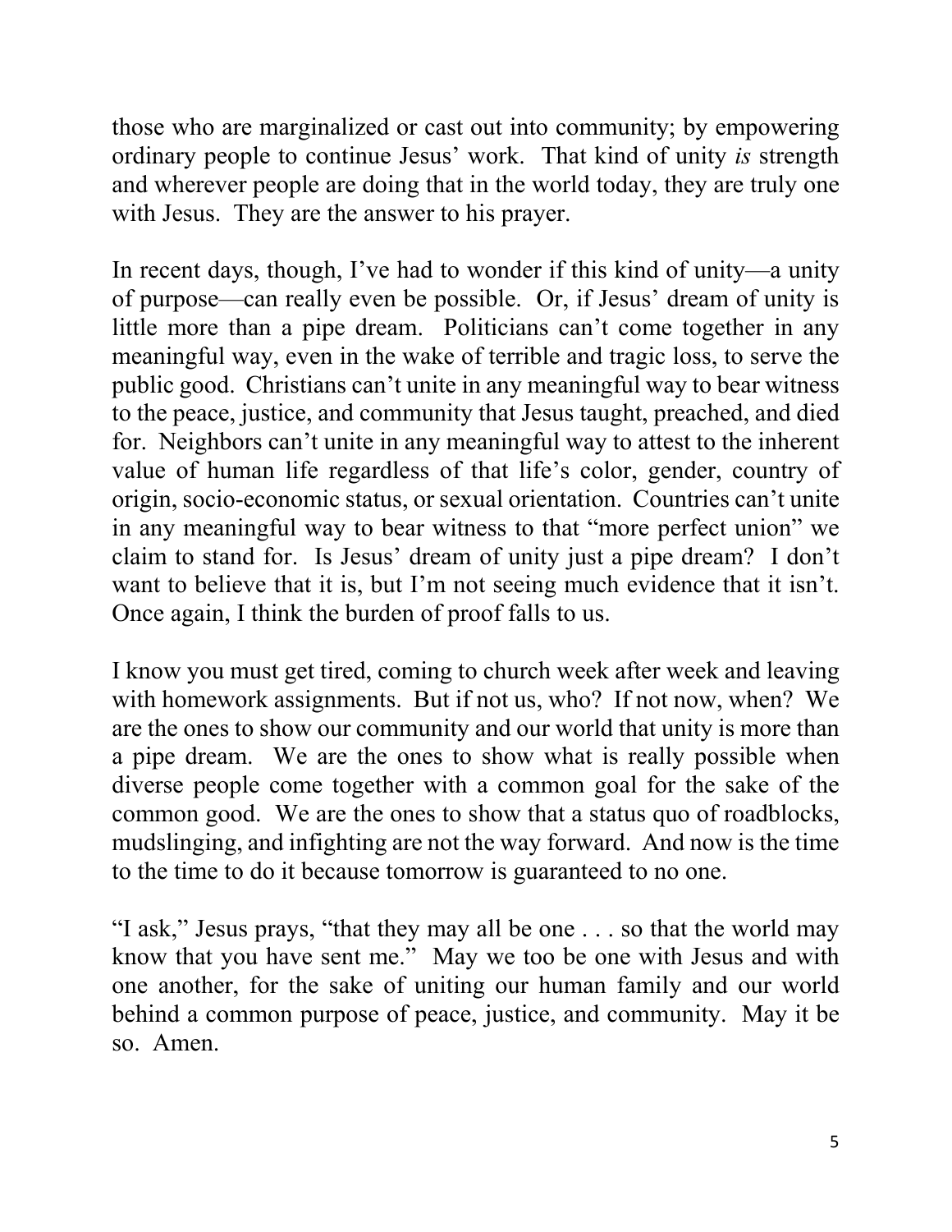those who are marginalized or cast out into community; by empowering ordinary people to continue Jesus' work. That kind of unity *is* strength and wherever people are doing that in the world today, they are truly one with Jesus. They are the answer to his prayer.

In recent days, though, I've had to wonder if this kind of unity—a unity of purpose—can really even be possible. Or, if Jesus' dream of unity is little more than a pipe dream. Politicians can't come together in any meaningful way, even in the wake of terrible and tragic loss, to serve the public good. Christians can't unite in any meaningful way to bear witness to the peace, justice, and community that Jesus taught, preached, and died for. Neighbors can't unite in any meaningful way to attest to the inherent value of human life regardless of that life's color, gender, country of origin, socio-economic status, or sexual orientation. Countries can't unite in any meaningful way to bear witness to that "more perfect union" we claim to stand for. Is Jesus' dream of unity just a pipe dream? I don't want to believe that it is, but I'm not seeing much evidence that it isn't. Once again, I think the burden of proof falls to us.

I know you must get tired, coming to church week after week and leaving with homework assignments. But if not us, who? If not now, when? We are the ones to show our community and our world that unity is more than a pipe dream. We are the ones to show what is really possible when diverse people come together with a common goal for the sake of the common good. We are the ones to show that a status quo of roadblocks, mudslinging, and infighting are not the way forward. And now is the time to the time to do it because tomorrow is guaranteed to no one.

"I ask," Jesus prays, "that they may all be one . . . so that the world may know that you have sent me." May we too be one with Jesus and with one another, for the sake of uniting our human family and our world behind a common purpose of peace, justice, and community. May it be so. Amen.